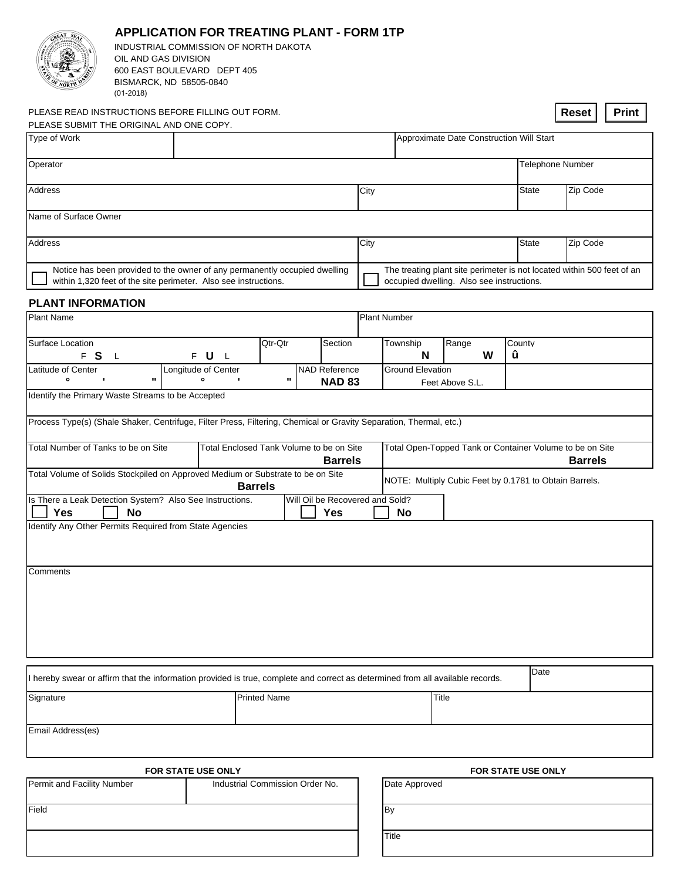# APPLICATION FOR TREATING PLANT - FORM 1TP

INDUSTRIAL COMMISSION OF NORTH DAKOTA
OIL AND GAS DIVISION
600 EAST BOULEVARD DEPT 405
BISMARCK, ND 58505-0840
(01-2018)

PLEASE READ INSTRUCTIONS BEFORE FILLING OUT FORM.
PLEASE SUBMIT THE ORIGINAL AND ONE COPY.

Reset | Print

| Type of Work | | Approximate Date Construction Will Start |
|---|---|---|

| Operator | Telephone Number |
|---|---|

| Address | City | State | Zip Code |
|---|---|---|---|

| Name of Surface Owner |
|---|

| Address | City | State | Zip Code |
|---|---|---|---|

| ☐ Notice has been provided to the owner of any permanently occupied dwelling within 1,320 feet of the site perimeter. Also see instructions. | ☐ The treating plant site perimeter is not located within 500 feet of an occupied dwelling. Also see instructions. |
|---|---|

## PLANT INFORMATION

| Plant Name | Plant Number |
|---|---|

| Surface Location | | Qtr-Qtr | Section | Township | Range | County |
|---|---|---|---|---|---|---|
| F **S** L | F **U** L | | | **N** | **W** | û |

| Latitude of Center | Longitude of Center | NAD Reference | Ground Elevation |
|---|---|---|---|
| ° ' " | ° ' " | **NAD 83** | Feet Above S.L. |

| Identify the Primary Waste Streams to be Accepted |
|---|

| Process Type(s) (Shale Shaker, Centrifuge, Filter Press, Filtering, Chemical or Gravity Separation, Thermal, etc.) |
|---|

| Total Number of Tanks to be on Site | Total Enclosed Tank Volume to be on Site | Total Open-Topped Tank or Container Volume to be on Site |
|---|---|---|
| | **Barrels** | **Barrels** |

| Total Volume of Solids Stockpiled on Approved Medium or Substrate to be on Site | NOTE: Multiply Cubic Feet by 0.1781 to Obtain Barrels. |
|---|---|
| **Barrels** | |

| Is There a Leak Detection System? Also See Instructions. | Will Oil be Recovered and Sold? |
|---|---|
| ☐ **Yes** ☐ **No** | ☐ **Yes** ☐ **No** |

| Identify Any Other Permits Required from State Agencies |
|---|

| Comments |
|---|

| I hereby swear or affirm that the information provided is true, complete and correct as determined from all available records. | Date |
|---|---|

| Signature | Printed Name | Title |
|---|---|---|

| Email Address(es) |
|---|

**FOR STATE USE ONLY**

| Permit and Facility Number | Industrial Commission Order No. |
|---|---|
| Field | |
| | |

**FOR STATE USE ONLY**

| Date Approved |
|---|
| By |
| Title |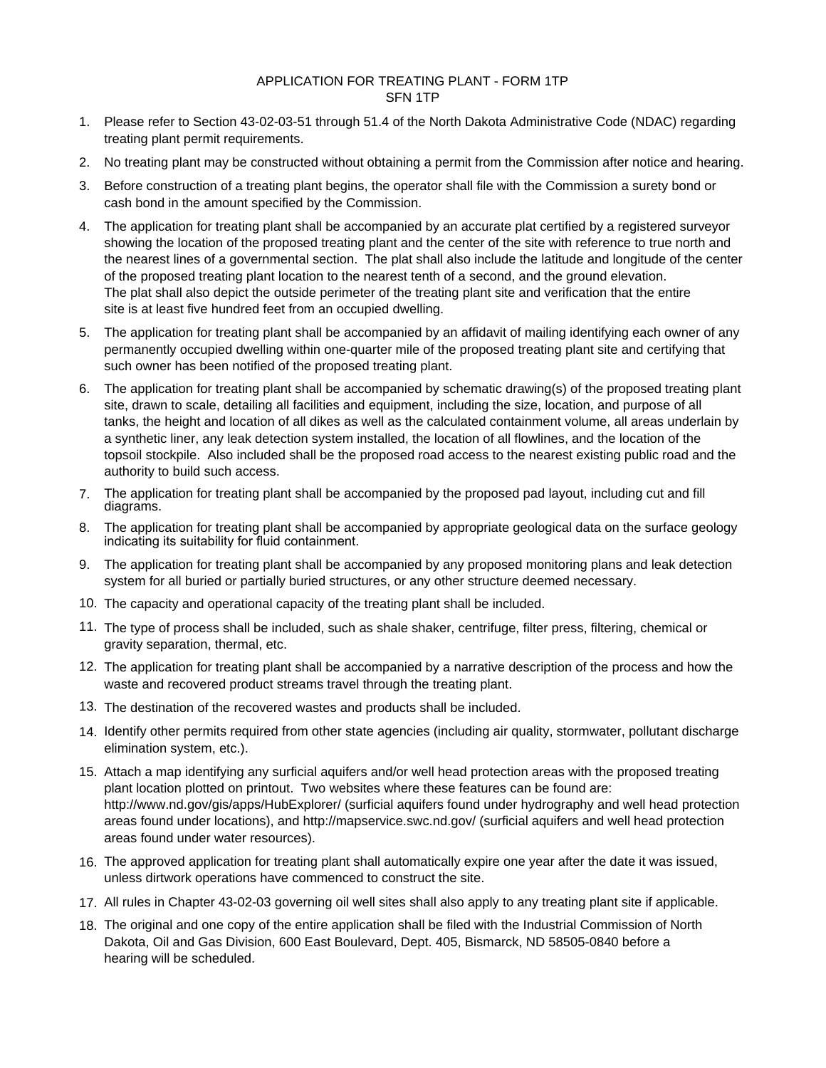APPLICATION FOR TREATING PLANT - FORM 1TP
SFN 1TP

1. Please refer to Section 43-02-03-51 through 51.4 of the North Dakota Administrative Code (NDAC) regarding treating plant permit requirements.
2. No treating plant may be constructed without obtaining a permit from the Commission after notice and hearing.
3. Before construction of a treating plant begins, the operator shall file with the Commission a surety bond or cash bond in the amount specified by the Commission.
4. The application for treating plant shall be accompanied by an accurate plat certified by a registered surveyor showing the location of the proposed treating plant and the center of the site with reference to true north and the nearest lines of a governmental section. The plat shall also include the latitude and longitude of the center of the proposed treating plant location to the nearest tenth of a second, and the ground elevation. The plat shall also depict the outside perimeter of the treating plant site and verification that the entire site is at least five hundred feet from an occupied dwelling.
5. The application for treating plant shall be accompanied by an affidavit of mailing identifying each owner of any permanently occupied dwelling within one-quarter mile of the proposed treating plant site and certifying that such owner has been notified of the proposed treating plant.
6. The application for treating plant shall be accompanied by schematic drawing(s) of the proposed treating plant site, drawn to scale, detailing all facilities and equipment, including the size, location, and purpose of all tanks, the height and location of all dikes as well as the calculated containment volume, all areas underlain by a synthetic liner, any leak detection system installed, the location of all flowlines, and the location of the topsoil stockpile. Also included shall be the proposed road access to the nearest existing public road and the authority to build such access.
7. The application for treating plant shall be accompanied by the proposed pad layout, including cut and fill diagrams.
8. The application for treating plant shall be accompanied by appropriate geological data on the surface geology indicating its suitability for fluid containment.
9. The application for treating plant shall be accompanied by any proposed monitoring plans and leak detection system for all buried or partially buried structures, or any other structure deemed necessary.
10. The capacity and operational capacity of the treating plant shall be included.
11. The type of process shall be included, such as shale shaker, centrifuge, filter press, filtering, chemical or gravity separation, thermal, etc.
12. The application for treating plant shall be accompanied by a narrative description of the process and how the waste and recovered product streams travel through the treating plant.
13. The destination of the recovered wastes and products shall be included.
14. Identify other permits required from other state agencies (including air quality, stormwater, pollutant discharge elimination system, etc.).
15. Attach a map identifying any surficial aquifers and/or well head protection areas with the proposed treating plant location plotted on printout. Two websites where these features can be found are: http://www.nd.gov/gis/apps/HubExplorer/ (surficial aquifers found under hydrography and well head protection areas found under locations), and http://mapservice.swc.nd.gov/ (surficial aquifers and well head protection areas found under water resources).
16. The approved application for treating plant shall automatically expire one year after the date it was issued, unless dirtwork operations have commenced to construct the site.
17. All rules in Chapter 43-02-03 governing oil well sites shall also apply to any treating plant site if applicable.
18. The original and one copy of the entire application shall be filed with the Industrial Commission of North Dakota, Oil and Gas Division, 600 East Boulevard, Dept. 405, Bismarck, ND 58505-0840 before a hearing will be scheduled.